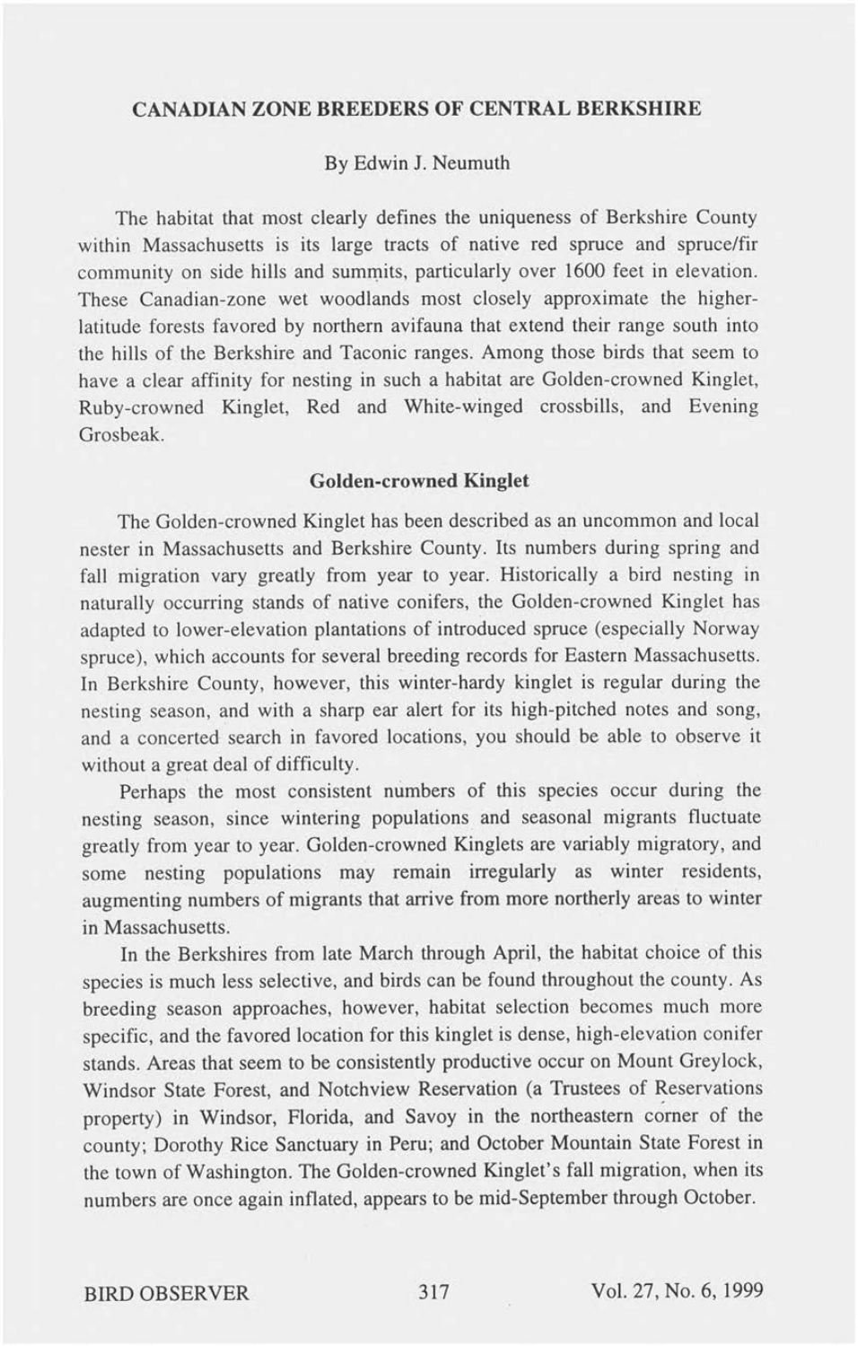# CANADIAN ZONE BREEDERS OF CENTRAL BERKSHIRE

By Edwin J. Neumuth

The habitat that most clearly defines the uniqueness of Berkshire County within Massachusetts is its large tracts of native red spruce and spruce/fir community on side hills and summits, particularly over 1600 feet in elevation. These Canadian-zone wet woodlands most closely approximate the higher-latitude forests favored by northern avifauna that extend their range south into the hills of the Berkshire and Taconic ranges. Among those birds that seem to have a clear affinity for nesting in such a habitat are Golden-crowned Kinglet, Ruby-crowned Kinglet, Red and White-winged crossbills, and Evening Grosbeak.

## Golden-crowned Kinglet

The Golden-crowned Kinglet has been described as an uncommon and local nester in Massachusetts and Berkshire County. Its numbers during spring and fall migration vary greatly from year to year. Historically a bird nesting in naturally occurring stands of native conifers, the Golden-crowned Kinglet has adapted to lower-elevation plantations of introduced spruce (especially Norway spruce), which accounts for several breeding records for Eastern Massachusetts. In Berkshire County, however, this winter-hardy kinglet is regular during the nesting season, and with a sharp ear alert for its high-pitched notes and song, and a concerted search in favored locations, you should be able to observe it without a great deal of difficulty.

Perhaps the most consistent numbers of this species occur during the nesting season, since wintering populations and seasonal migrants fluctuate greatly from year to year. Golden-crowned Kinglets are variably migratory, and some nesting populations may remain irregularly as winter residents, augmenting numbers of migrants that arrive from more northerly areas to winter in Massachusetts.

In the Berkshires from late March through April, the habitat choice of this species is much less selective, and birds can be found throughout the county. As breeding season approaches, however, habitat selection becomes much more specific, and the favored location for this kinglet is dense, high-elevation conifer stands. Areas that seem to be consistently productive occur on Mount Greylock, Windsor State Forest, and Notchview Reservation (a Trustees of Reservations property) in Windsor, Florida, and Savoy in the northeastern corner of the county; Dorothy Rice Sanctuary in Peru; and October Mountain State Forest in the town of Washington. The Golden-crowned Kinglet's fall migration, when its numbers are once again inflated, appears to be mid-September through October.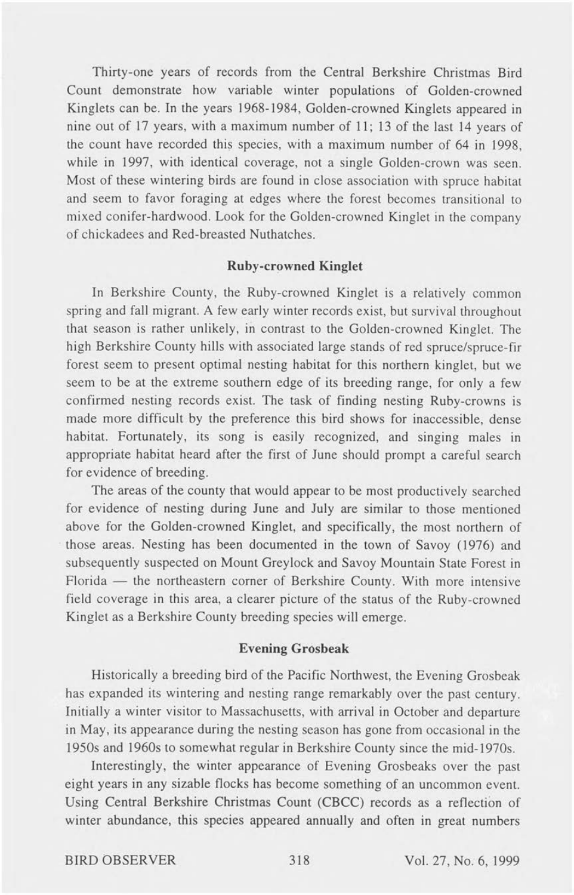Thirty-one years of records from the Central Berkshire Christmas Bird Count demonstrate how variable winter populations of Golden-crowned Kinglets can be. In the years 1968-1984, Golden-crowned Kinglets appeared in nine out of 17 years, with a maximum number of 11; 13 of the last 14 years of the count have recorded this species, with a maximum number of 64 in 1998, while in 1997, with identical coverage, not a single Golden-crown was seen. Most of these wintering birds are found in close association with spruce habitat and seem to favor foraging at edges where the forest becomes transitional to mixed conifer-hardwood. Look for the Golden-crowned Kinglet in the company of chickadees and Red-breasted Nuthatches.

### Ruby-crowned Kinglet

In Berkshire County, the Ruby-crowned Kinglet is a relatively common spring and fall migrant. A few early winter records exist, but survival throughout that season is rather unlikely, in contrast to the Golden-crowned Kinglet. The high Berkshire County hills with associated large stands of red spruce/spruce-fir forest seem to present optimal nesting habitat for this northern kinglet, but we seem to be at the extreme southern edge of its breeding range, for only a few confirmed nesting records exist. The task of finding nesting Ruby-crowns is made more difficult by the preference this bird shows for inaccessible, dense habitat. Fortunately, its song is easily recognized, and singing males in appropriate habitat heard after the first of June should prompt a careful search for evidence of breeding.

The areas of the county that would appear to be most productively searched for evidence of nesting during June and July are similar to those mentioned above for the Golden-crowned Kinglet, and specifically, the most northern of those areas. Nesting has been documented in the town of Savoy (1976) and subsequently suspected on Mount Greylock and Savoy Mountain State Forest in Florida — the northeastern corner of Berkshire County. With more intensive field coverage in this area, a clearer picture of the status of the Ruby-crowned Kinglet as a Berkshire County breeding species will emerge.

### Evening Grosbeak

Historically a breeding bird of the Pacific Northwest, the Evening Grosbeak has expanded its wintering and nesting range remarkably over the past century. Initially a winter visitor to Massachusetts, with arrival in October and departure in May, its appearance during the nesting season has gone from occasional in the 1950s and 1960s to somewhat regular in Berkshire County since the mid-1970s.

Interestingly, the winter appearance of Evening Grosbeaks over the past eight years in any sizable flocks has become something of an uncommon event. Using Central Berkshire Christmas Count (CBCC) records as a reflection of winter abundance, this species appeared annually and often in great numbers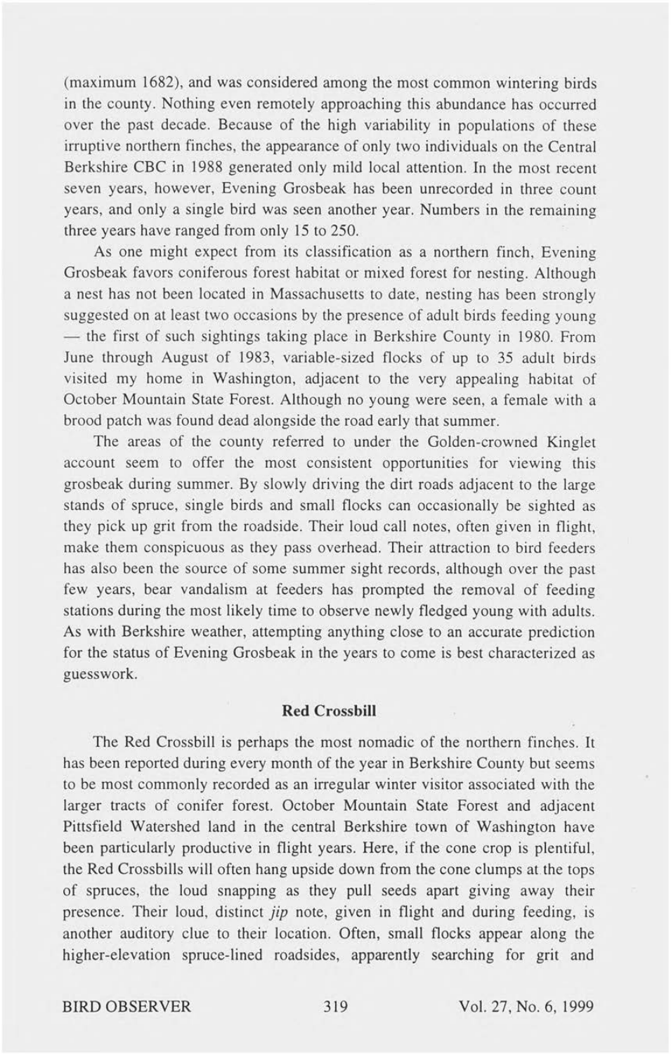(maximum 1682), and was considered among the most common wintering birds in the county. Nothing even remotely approaching this abundance has occurred over the past decade. Because of the high variability in populations of these irruptive northern finches, the appearance of only two individuals on the Central Berkshire CBC in 1988 generated only mild local attention. In the most recent seven years, however, Evening Grosbeak has been unrecorded in three count years, and only a single bird was seen another year. Numbers in the remaining three years have ranged from only 15 to 250.

As one might expect from its classification as a northern finch, Evening Grosbeak favors coniferous forest habitat or mixed forest for nesting. Although a nest has not been located in Massachusetts to date, nesting has been strongly suggested on at least two occasions by the presence of adult birds feeding young — the first of such sightings taking place in Berkshire County in 1980. From June through August of 1983, variable-sized flocks of up to 35 adult birds visited my home in Washington, adjacent to the very appealing habitat of October Mountain State Forest. Although no young were seen, a female with a brood patch was found dead alongside the road early that summer.

The areas of the county referred to under the Golden-crowned Kinglet account seem to offer the most consistent opportunities for viewing this grosbeak during summer. By slowly driving the dirt roads adjacent to the large stands of spruce, single birds and small flocks can occasionally be sighted as they pick up grit from the roadside. Their loud call notes, often given in flight, make them conspicuous as they pass overhead. Their attraction to bird feeders has also been the source of some summer sight records, although over the past few years, bear vandalism at feeders has prompted the removal of feeding stations during the most likely time to observe newly fledged young with adults. As with Berkshire weather, attempting anything close to an accurate prediction for the status of Evening Grosbeak in the years to come is best characterized as guesswork.

## Red Crossbill

The Red Crossbill is perhaps the most nomadic of the northern finches. It has been reported during every month of the year in Berkshire County but seems to be most commonly recorded as an irregular winter visitor associated with the larger tracts of conifer forest. October Mountain State Forest and adjacent Pittsfield Watershed land in the central Berkshire town of Washington have been particularly productive in flight years. Here, if the cone crop is plentiful, the Red Crossbills will often hang upside down from the cone clumps at the tops of spruces, the loud snapping as they pull seeds apart giving away their presence. Their loud, distinct *jip* note, given in flight and during feeding, is another auditory clue to their location. Often, small flocks appear along the higher-elevation spruce-lined roadsides, apparently searching for grit and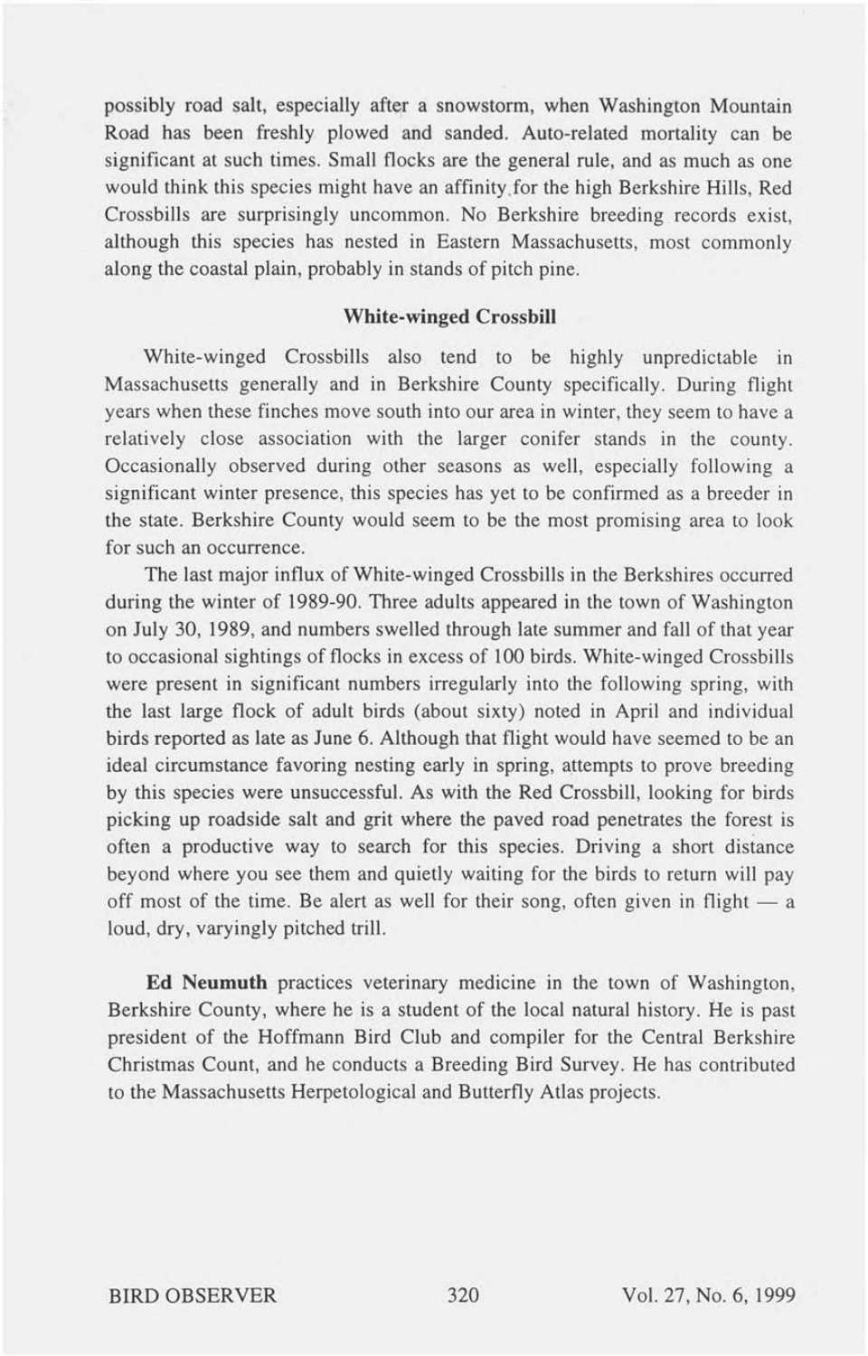possibly road salt, especially after a snowstorm, when Washington Mountain Road has been freshly plowed and sanded. Auto-related mortality can be significant at such times. Small flocks are the general rule, and as much as one would think this species might have an affinity for the high Berkshire Hills, Red Crossbills are surprisingly uncommon. No Berkshire breeding records exist, although this species has nested in Eastern Massachusetts, most commonly along the coastal plain, probably in stands of pitch pine.

### White-winged Crossbill

White-winged Crossbills also tend to be highly unpredictable in Massachusetts generally and in Berkshire County specifically. During flight years when these finches move south into our area in winter, they seem to have a relatively close association with the larger conifer stands in the county. Occasionally observed during other seasons as well, especially following a significant winter presence, this species has yet to be confirmed as a breeder in the state. Berkshire County would seem to be the most promising area to look for such an occurrence.

The last major influx of White-winged Crossbills in the Berkshires occurred during the winter of 1989-90. Three adults appeared in the town of Washington on July 30, 1989, and numbers swelled through late summer and fall of that year to occasional sightings of flocks in excess of 100 birds. White-winged Crossbills were present in significant numbers irregularly into the following spring, with the last large flock of adult birds (about sixty) noted in April and individual birds reported as late as June 6. Although that flight would have seemed to be an ideal circumstance favoring nesting early in spring, attempts to prove breeding by this species were unsuccessful. As with the Red Crossbill, looking for birds picking up roadside salt and grit where the paved road penetrates the forest is often a productive way to search for this species. Driving a short distance beyond where you see them and quietly waiting for the birds to return will pay off most of the time. Be alert as well for their song, often given in flight — a loud, dry, varyingly pitched trill.

**Ed Neumuth** practices veterinary medicine in the town of Washington, Berkshire County, where he is a student of the local natural history. He is past president of the Hoffmann Bird Club and compiler for the Central Berkshire Christmas Count, and he conducts a Breeding Bird Survey. He has contributed to the Massachusetts Herpetological and Butterfly Atlas projects.